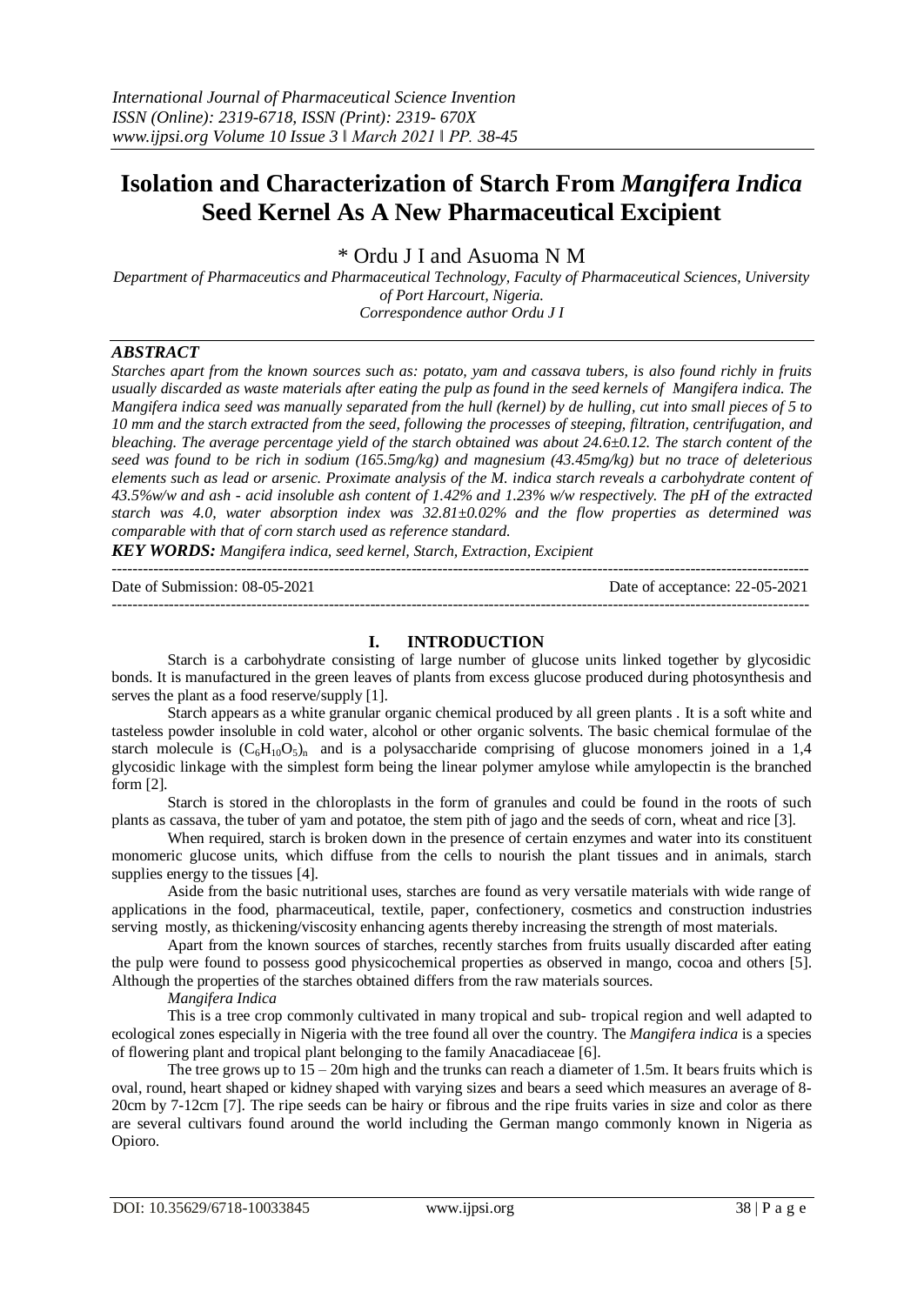# Isolation and Characterization of Starch From *Mangifera Indica* Seed Kernel As A New Pharmaceutical Excipient

\* Ordu J I and Asuoma N M

*Department of Pharmaceutics and Pharmaceutical Technology, Faculty of Pharmaceutical Sciences, University of Port Harcourt, Nigeria.*
*Correspondence author Ordu J I*

## ABSTRACT

*Starches apart from the known sources such as: potato, yam and cassava tubers, is also found richly in fruits usually discarded as waste materials after eating the pulp as found in the seed kernels of Mangifera indica. The Mangifera indica seed was manually separated from the hull (kernel) by de hulling, cut into small pieces of 5 to 10 mm and the starch extracted from the seed, following the processes of steeping, filtration, centrifugation, and bleaching. The average percentage yield of the starch obtained was about 24.6±0.12. The starch content of the seed was found to be rich in sodium (165.5mg/kg) and magnesium (43.45mg/kg) but no trace of deleterious elements such as lead or arsenic. Proximate analysis of the M. indica starch reveals a carbohydrate content of 43.5%w/w and ash - acid insoluble ash content of 1.42% and 1.23% w/w respectively. The pH of the extracted starch was 4.0, water absorption index was 32.81±0.02% and the flow properties as determined was comparable with that of corn starch used as reference standard.*

***KEY WORDS:*** *Mangifera indica, seed kernel, Starch, Extraction, Excipient*

Date of Submission: 08-05-2021 Date of acceptance: 22-05-2021

## I. INTRODUCTION

Starch is a carbohydrate consisting of large number of glucose units linked together by glycosidic bonds. It is manufactured in the green leaves of plants from excess glucose produced during photosynthesis and serves the plant as a food reserve/supply [1].

Starch appears as a white granular organic chemical produced by all green plants . It is a soft white and tasteless powder insoluble in cold water, alcohol or other organic solvents. The basic chemical formulae of the starch molecule is $(C_6H_{10}O_5)_n$ and is a polysaccharide comprising of glucose monomers joined in a 1,4 glycosidic linkage with the simplest form being the linear polymer amylose while amylopectin is the branched form [2].

Starch is stored in the chloroplasts in the form of granules and could be found in the roots of such plants as cassava, the tuber of yam and potatoe, the stem pith of jago and the seeds of corn, wheat and rice [3].

When required, starch is broken down in the presence of certain enzymes and water into its constituent monomeric glucose units, which diffuse from the cells to nourish the plant tissues and in animals, starch supplies energy to the tissues [4].

Aside from the basic nutritional uses, starches are found as very versatile materials with wide range of applications in the food, pharmaceutical, textile, paper, confectionery, cosmetics and construction industries serving mostly, as thickening/viscosity enhancing agents thereby increasing the strength of most materials.

Apart from the known sources of starches, recently starches from fruits usually discarded after eating the pulp were found to possess good physicochemical properties as observed in mango, cocoa and others [5]. Although the properties of the starches obtained differs from the raw materials sources.

*Mangifera Indica*

This is a tree crop commonly cultivated in many tropical and sub- tropical region and well adapted to ecological zones especially in Nigeria with the tree found all over the country. The *Mangifera indica* is a species of flowering plant and tropical plant belonging to the family Anacadiaceae [6].

The tree grows up to 15 – 20m high and the trunks can reach a diameter of 1.5m. It bears fruits which is oval, round, heart shaped or kidney shaped with varying sizes and bears a seed which measures an average of 8-20cm by 7-12cm [7]. The ripe seeds can be hairy or fibrous and the ripe fruits varies in size and color as there are several cultivars found around the world including the German mango commonly known in Nigeria as Opioro.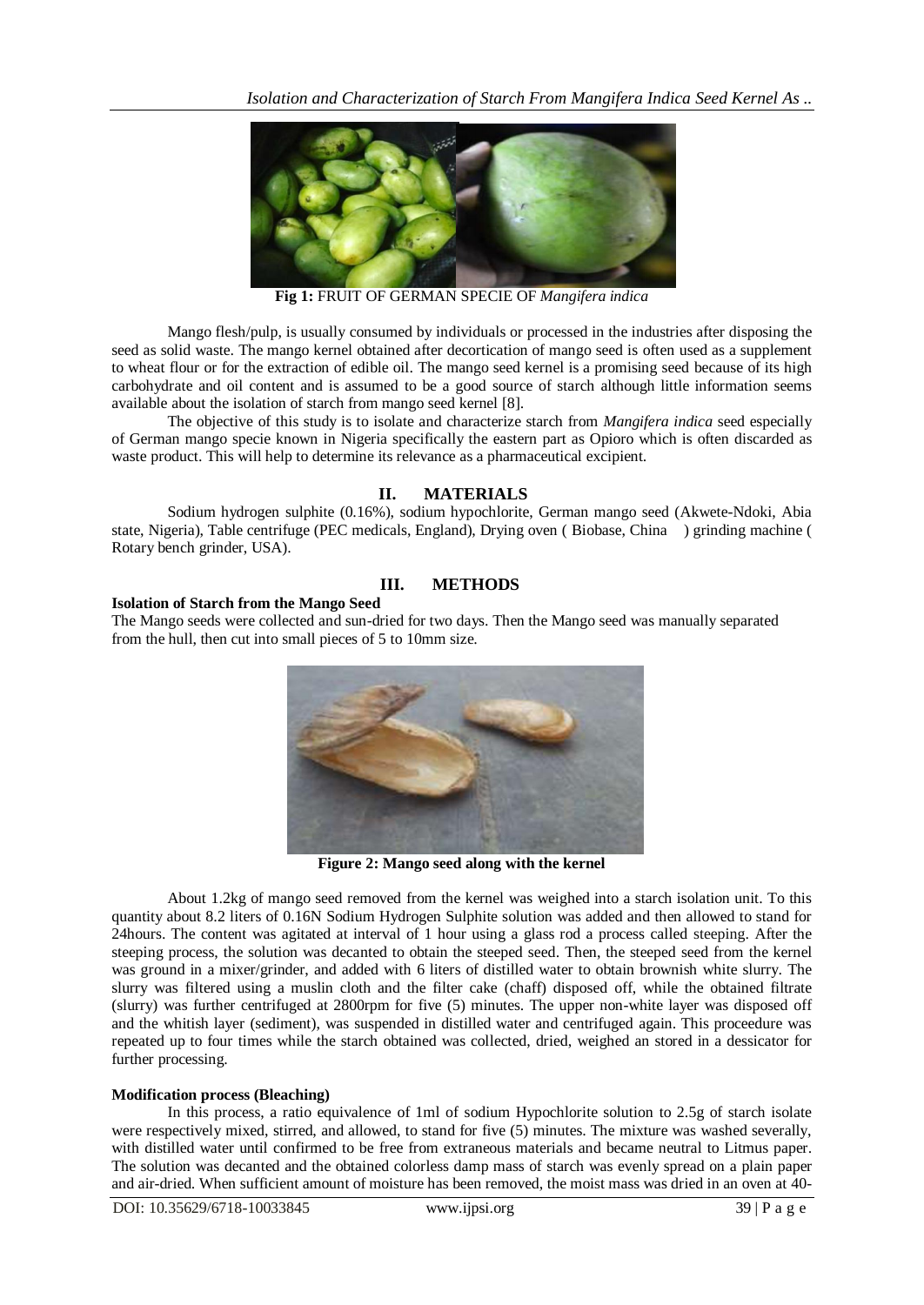**Fig 1:** FRUIT OF GERMAN SPECIE OF *Mangifera indica*

Mango flesh/pulp, is usually consumed by individuals or processed in the industries after disposing the seed as solid waste. The mango kernel obtained after decortication of mango seed is often used as a supplement to wheat flour or for the extraction of edible oil. The mango seed kernel is a promising seed because of its high carbohydrate and oil content and is assumed to be a good source of starch although little information seems available about the isolation of starch from mango seed kernel [8].

The objective of this study is to isolate and characterize starch from *Mangifera indica* seed especially of German mango specie known in Nigeria specifically the eastern part as Opioro which is often discarded as waste product. This will help to determine its relevance as a pharmaceutical excipient.

## II. MATERIALS

Sodium hydrogen sulphite (0.16%), sodium hypochlorite, German mango seed (Akwete-Ndoki, Abia state, Nigeria), Table centrifuge (PEC medicals, England), Drying oven ( Biobase, China ) grinding machine ( Rotary bench grinder, USA).

## III. METHODS

**Isolation of Starch from the Mango Seed**

The Mango seeds were collected and sun-dried for two days. Then the Mango seed was manually separated from the hull, then cut into small pieces of 5 to 10mm size.

**Figure 2: Mango seed along with the kernel**

About 1.2kg of mango seed removed from the kernel was weighed into a starch isolation unit. To this quantity about 8.2 liters of 0.16N Sodium Hydrogen Sulphite solution was added and then allowed to stand for 24hours. The content was agitated at interval of 1 hour using a glass rod a process called steeping. After the steeping process, the solution was decanted to obtain the steeped seed. Then, the steeped seed from the kernel was ground in a mixer/grinder, and added with 6 liters of distilled water to obtain brownish white slurry. The slurry was filtered using a muslin cloth and the filter cake (chaff) disposed off, while the obtained filtrate (slurry) was further centrifuged at 2800rpm for five (5) minutes. The upper non-white layer was disposed off and the whitish layer (sediment), was suspended in distilled water and centrifuged again. This proceedure was repeated up to four times while the starch obtained was collected, dried, weighed an stored in a dessicator for further processing.

**Modification process (Bleaching)**

In this process, a ratio equivalence of 1ml of sodium Hypochlorite solution to 2.5g of starch isolate were respectively mixed, stirred, and allowed, to stand for five (5) minutes. The mixture was washed severally, with distilled water until confirmed to be free from extraneous materials and became neutral to Litmus paper. The solution was decanted and the obtained colorless damp mass of starch was evenly spread on a plain paper and air-dried. When sufficient amount of moisture has been removed, the moist mass was dried in an oven at 40-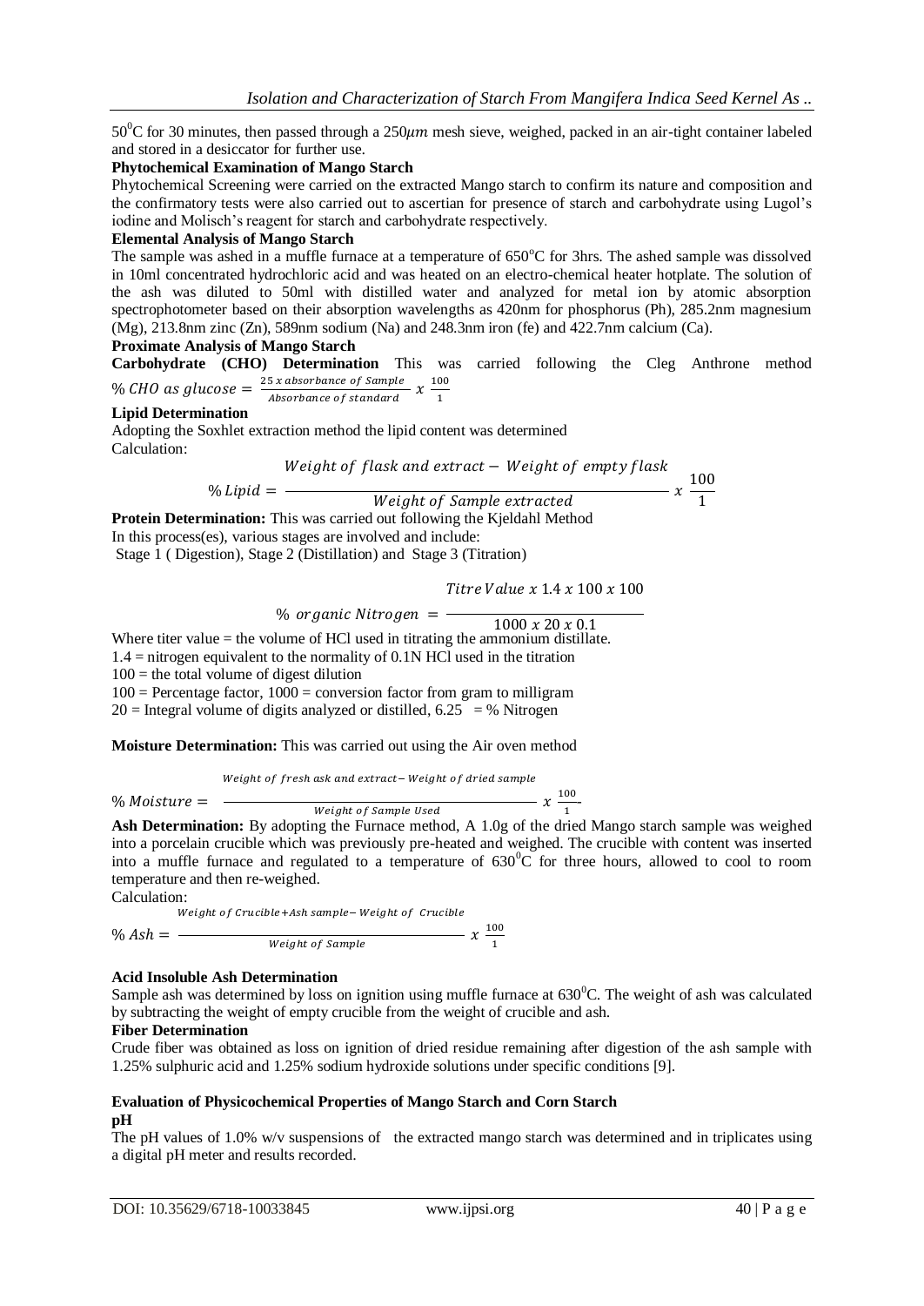$50^0C$ for 30 minutes, then passed through a $250\mu m$ mesh sieve, weighed, packed in an air-tight container labeled and stored in a desiccator for further use.

**Phytochemical Examination of Mango Starch**

Phytochemical Screening were carried on the extracted Mango starch to confirm its nature and composition and the confirmatory tests were also carried out to ascertian for presence of starch and carbohydrate using Lugol's iodine and Molisch's reagent for starch and carbohydrate respectively.

**Elemental Analysis of Mango Starch**

The sample was ashed in a muffle furnace at a temperature of $650^oC$ for 3hrs. The ashed sample was dissolved in 10ml concentrated hydrochloric acid and was heated on an electro-chemical heater hotplate. The solution of the ash was diluted to 50ml with distilled water and analyzed for metal ion by atomic absorption spectrophotometer based on their absorption wavelengths as 420nm for phosphorus (Ph), 285.2nm magnesium (Mg), 213.8nm zinc (Zn), 589nm sodium (Na) and 248.3nm iron (fe) and 422.7nm calcium (Ca).

**Proximate Analysis of Mango Starch**

**Carbohydrate (CHO) Determination** This was carried following the Cleg Anthrone method

$$\% \, CHO \text{ as glucose} = \frac{25 \, x \text{ absorbance of Sample}}{\text{Absorbance of standard}} \, x \, \frac{100}{1}$$

**Lipid Determination**

Adopting the Soxhlet extraction method the lipid content was determined

Calculation:

$$\% \, Lipid = \frac{\text{Weight of flask and extract} - \text{Weight of empty flask}}{\text{Weight of Sample extracted}} \, x \, \frac{100}{1}$$

**Protein Determination:** This was carried out following the Kjeldahl Method

In this process(es), various stages are involved and include:

Stage 1 ( Digestion), Stage 2 (Distillation) and Stage 3 (Titration)

$$\% \text{ organic Nitrogen } = \frac{\text{Titre Value } x \, 1.4 \, x \, 100 \, x \, 100}{1000 \, x \, 20 \, x \, 0.1}$$

Where titer value = the volume of HCl used in titrating the ammonium distillate.

1.4 = nitrogen equivalent to the normality of 0.1N HCl used in the titration

100 = the total volume of digest dilution

100 = Percentage factor, 1000 = conversion factor from gram to milligram

20 = Integral volume of digits analyzed or distilled, 6.25 = % Nitrogen

**Moisture Determination:** This was carried out using the Air oven method

$$\% \, Moisture = \frac{\text{Weight of fresh ask and extract} - \text{Weight of dried sample}}{\text{Weight of Sample Used}} \, x \, \frac{100}{1}$$

**Ash Determination:** By adopting the Furnace method, A 1.0g of the dried Mango starch sample was weighed into a porcelain crucible which was previously pre-heated and weighed. The crucible with content was inserted into a muffle furnace and regulated to a temperature of $630^0C$ for three hours, allowed to cool to room temperature and then re-weighed.

Calculation:

$$\% \, Ash = \frac{\text{Weight of Crucible} + \text{Ash sample} - \text{Weight of Crucible}}{\text{Weight of Sample}} \, x \, \frac{100}{1}$$

**Acid Insoluble Ash Determination**

Sample ash was determined by loss on ignition using muffle furnace at $630^0C$. The weight of ash was calculated by subtracting the weight of empty crucible from the weight of crucible and ash.

**Fiber Determination**

Crude fiber was obtained as loss on ignition of dried residue remaining after digestion of the ash sample with 1.25% sulphuric acid and 1.25% sodium hydroxide solutions under specific conditions [9].

**Evaluation of Physicochemical Properties of Mango Starch and Corn Starch**

**pH**

The pH values of 1.0% w/v suspensions of the extracted mango starch was determined and in triplicates using a digital pH meter and results recorded.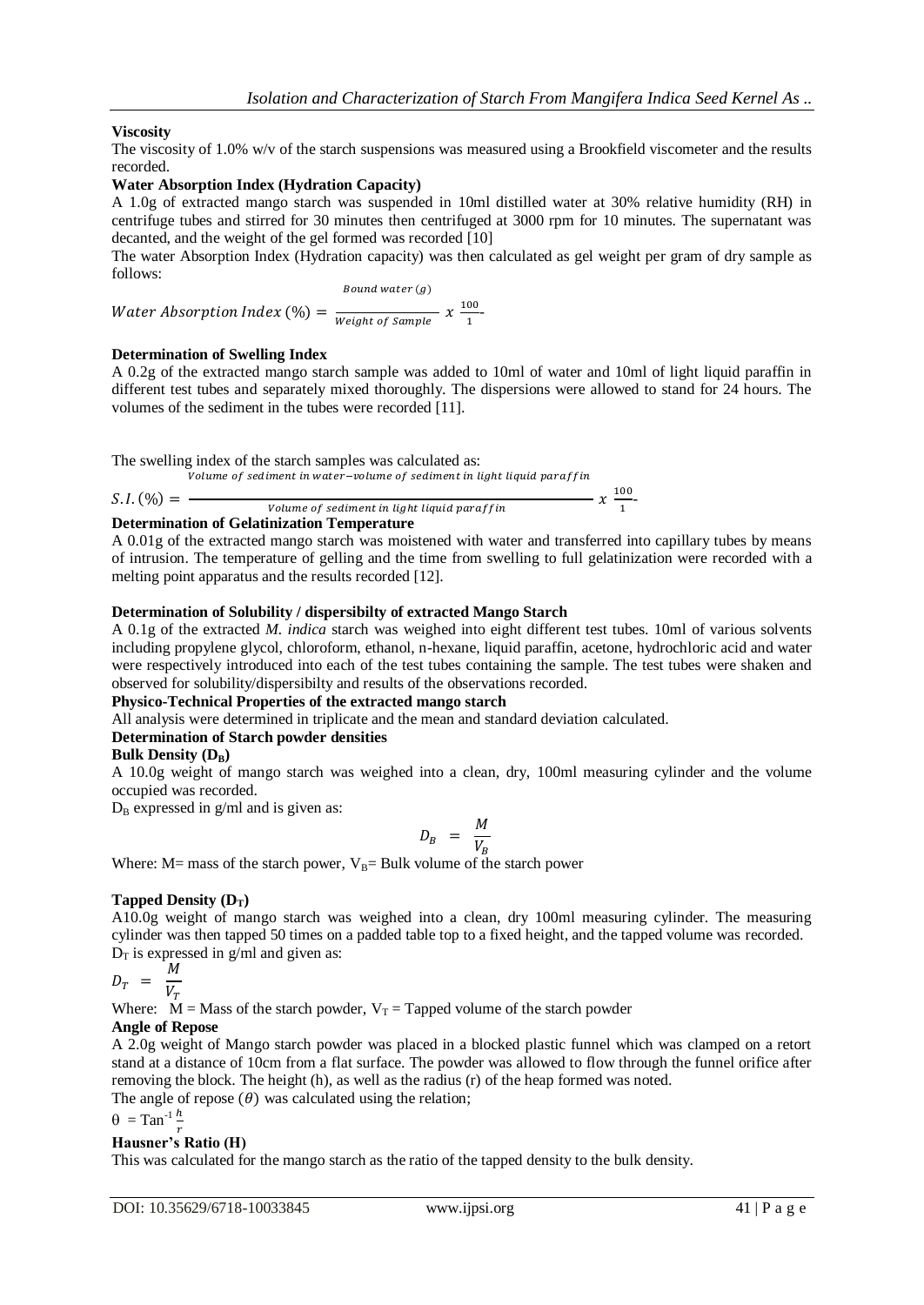**Viscosity**

The viscosity of 1.0% w/v of the starch suspensions was measured using a Brookfield viscometer and the results recorded.

**Water Absorption Index (Hydration Capacity)**

A 1.0g of extracted mango starch was suspended in 10ml distilled water at 30% relative humidity (RH) in centrifuge tubes and stirred for 30 minutes then centrifuged at 3000 rpm for 10 minutes. The supernatant was decanted, and the weight of the gel formed was recorded [10]

The water Absorption Index (Hydration capacity) was then calculated as gel weight per gram of dry sample as follows:

$$Water\ Absorption\ Index\ (\%) = \frac{Bound\ water\ (g)}{Weight\ of\ Sample}\ x\ \frac{100}{1}$$

**Determination of Swelling Index**

A 0.2g of the extracted mango starch sample was added to 10ml of water and 10ml of light liquid paraffin in different test tubes and separately mixed thoroughly. The dispersions were allowed to stand for 24 hours. The volumes of the sediment in the tubes were recorded [11].

The swelling index of the starch samples was calculated as:

$$S.I.(\%) = \frac{Volume\ of\ sediment\ in\ water - volume\ of\ sediment\ in\ light\ liquid\ paraffin}{Volume\ of\ sediment\ in\ light\ liquid\ paraffin}\ x\ \frac{100}{1}$$

**Determination of Gelatinization Temperature**

A 0.01g of the extracted mango starch was moistened with water and transferred into capillary tubes by means of intrusion. The temperature of gelling and the time from swelling to full gelatinization were recorded with a melting point apparatus and the results recorded [12].

**Determination of Solubility / dispersibilty of extracted Mango Starch**

A 0.1g of the extracted *M. indica* starch was weighed into eight different test tubes. 10ml of various solvents including propylene glycol, chloroform, ethanol, n-hexane, liquid paraffin, acetone, hydrochloric acid and water were respectively introduced into each of the test tubes containing the sample. The test tubes were shaken and observed for solubility/dispersibilty and results of the observations recorded.

**Physico-Technical Properties of the extracted mango starch**

All analysis were determined in triplicate and the mean and standard deviation calculated.

**Determination of Starch powder densities**

**Bulk Density ($D_B$)**

A 10.0g weight of mango starch was weighed into a clean, dry, 100ml measuring cylinder and the volume occupied was recorded.

$D_B$ expressed in g/ml and is given as:

$$D_B = \frac{M}{V_B}$$

Where: M= mass of the starch power, $V_B$= Bulk volume of the starch power

**Tapped Density ($D_T$)**

A10.0g weight of mango starch was weighed into a clean, dry 100ml measuring cylinder. The measuring cylinder was then tapped 50 times on a padded table top to a fixed height, and the tapped volume was recorded.

$D_T$ is expressed in g/ml and given as:

$$D_T = \frac{M}{V_T}$$

Where: M = Mass of the starch powder, $V_T$ = Tapped volume of the starch powder

**Angle of Repose**

A 2.0g weight of Mango starch powder was placed in a blocked plastic funnel which was clamped on a retort stand at a distance of 10cm from a flat surface. The powder was allowed to flow through the funnel orifice after removing the block. The height (h), as well as the radius (r) of the heap formed was noted.

The angle of repose ($\theta$) was calculated using the relation;

$$\theta = Tan^{-1}\frac{h}{r}$$

**Hausner's Ratio (H)**

This was calculated for the mango starch as the ratio of the tapped density to the bulk density.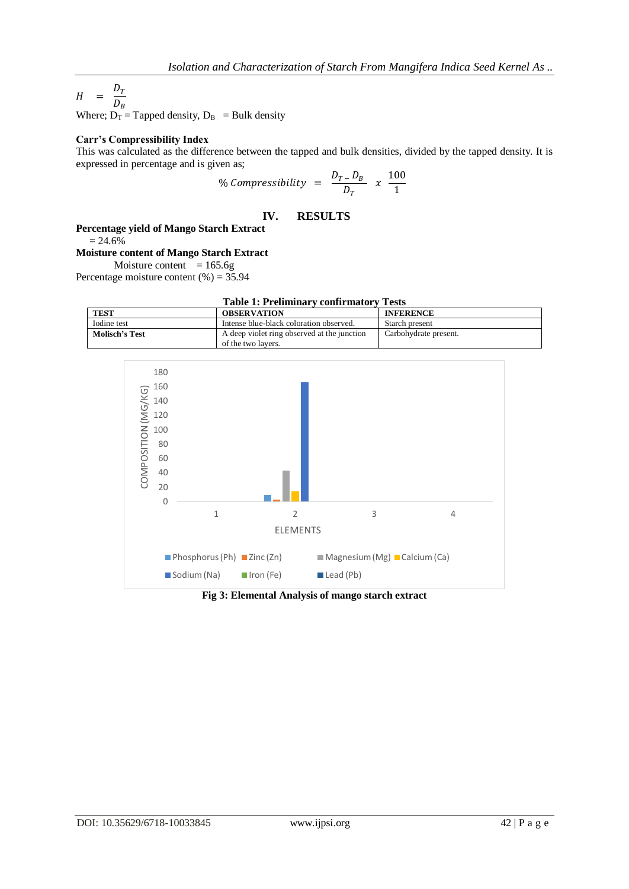$$H = \frac{D_T}{D_B}$$

Where; $D_T$ = Tapped density, $D_B$ = Bulk density

**Carr's Compressibility Index**

This was calculated as the difference between the tapped and bulk densities, divided by the tapped density. It is expressed in percentage and is given as;

$$\%\,Compressibility = \frac{D_T - D_B}{D_T} \times \frac{100}{1}$$

# IV. RESULTS

**Percentage yield of Mango Starch Extract**

= 24.6%

**Moisture content of Mango Starch Extract**

Moisture content = 165.6g

Percentage moisture content (%) = 35.94

**Table 1: Preliminary confirmatory Tests**

| TEST | OBSERVATION | INFERENCE |
|---|---|---|
| Iodine test | Intense blue-black coloration observed. | Starch present |
| **Molisch's Test** | A deep violet ring observed at the junction of the two layers. | Carbohydrate present. |

**Fig 3: Elemental Analysis of mango starch extract**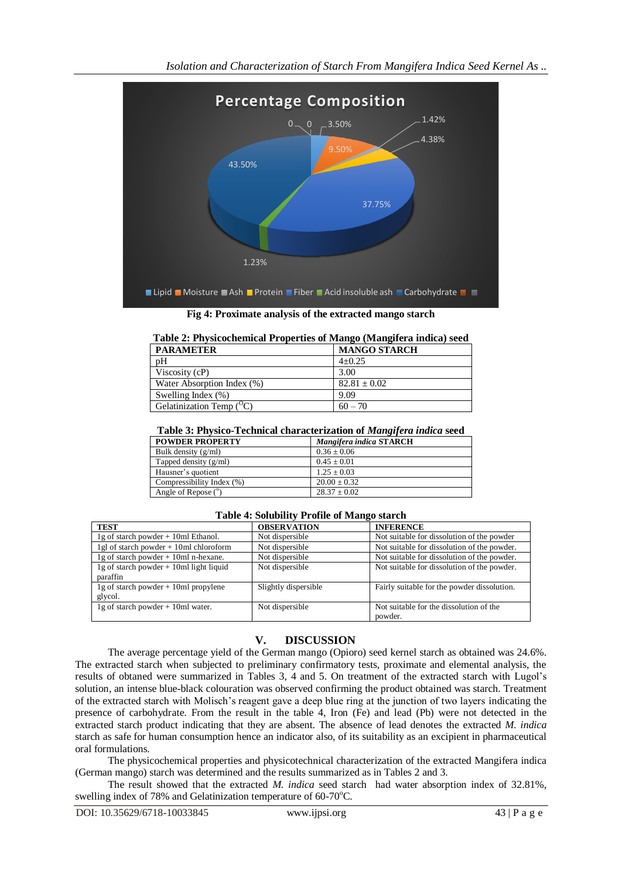Percentage Composition

0 0 3.50% 1.42% 4.38%

9.50%

43.50%

37.75%

1.23%

Lipid Moisture Ash Protein Fiber Acid insoluble ash Carbohydrate

**Fig 4: Proximate analysis of the extracted mango starch**

**Table 2: Physicochemical Properties of Mango (Mangifera indica) seed**

| PARAMETER | MANGO STARCH |
|---|---|
| pH | 4±0.25 |
| Viscosity (cP) | 3.00 |
| Water Absorption Index (%) | 82.81 ± 0.02 |
| Swelling Index (%) | 9.09 |
| Gelatinization Temp ($^{O}$C) | 60 – 70 |

**Table 3: Physico-Technical characterization of *Mangifera indica* seed**

| POWDER PROPERTY | *Mangifera indica* STARCH |
|---|---|
| Bulk density (g/ml) | 0.36 ± 0.06 |
| Tapped density (g/ml) | 0.45 ± 0.01 |
| Hausner's quotient | 1.25 ± 0.03 |
| Compressibility Index (%) | 20.00 ± 0.32 |
| Angle of Repose (°) | 28.37 ± 0.02 |

**Table 4: Solubility Profile of Mango starch**

| TEST | OBSERVATION | INFERENCE |
|---|---|---|
| 1g of starch powder + 10ml Ethanol. | Not dispersible | Not suitable for dissolution of the powder |
| 1gl of starch powder + 10ml chloroform | Not dispersible | Not suitable for dissolution of the powder. |
| 1g of starch powder + 10ml n-hexane. | Not dispersible | Not suitable for dissolution of the powder. |
| 1g of starch powder + 10ml light liquid paraffin | Not dispersible | Not suitable for dissolution of the powder. |
| 1g of starch powder + 10ml propylene glycol. | Slightly dispersible | Fairly suitable for the powder dissolution. |
| 1g of starch powder + 10ml water. | Not dispersible | Not suitable for the dissolution of the powder. |

## V. DISCUSSION

The average percentage yield of the German mango (Opioro) seed kernel starch as obtained was 24.6%. The extracted starch when subjected to preliminary confirmatory tests, proximate and elemental analysis, the results of obtained were summarized in Tables 3, 4 and 5. On treatment of the extracted starch with Lugol's solution, an intense blue-black colouration was observed confirming the product obtained was starch. Treatment of the extracted starch with Molisch's reagent gave a deep blue ring at the junction of two layers indicating the presence of carbohydrate. From the result in the table 4, Iron (Fe) and lead (Pb) were not detected in the extracted starch product indicating that they are absent. The absence of lead denotes the extracted *M. indica* starch as safe for human consumption hence an indicator also, of its suitability as an excipient in pharmaceutical oral formulations.

The physicochemical properties and physicotechnical characterization of the extracted Mangifera indica (German mango) starch was determined and the results summarized as in Tables 2 and 3.

The result showed that the extracted *M. indica* seed starch had water absorption index of 32.81%, swelling index of 78% and Gelatinization temperature of 60-70$^{o}$C.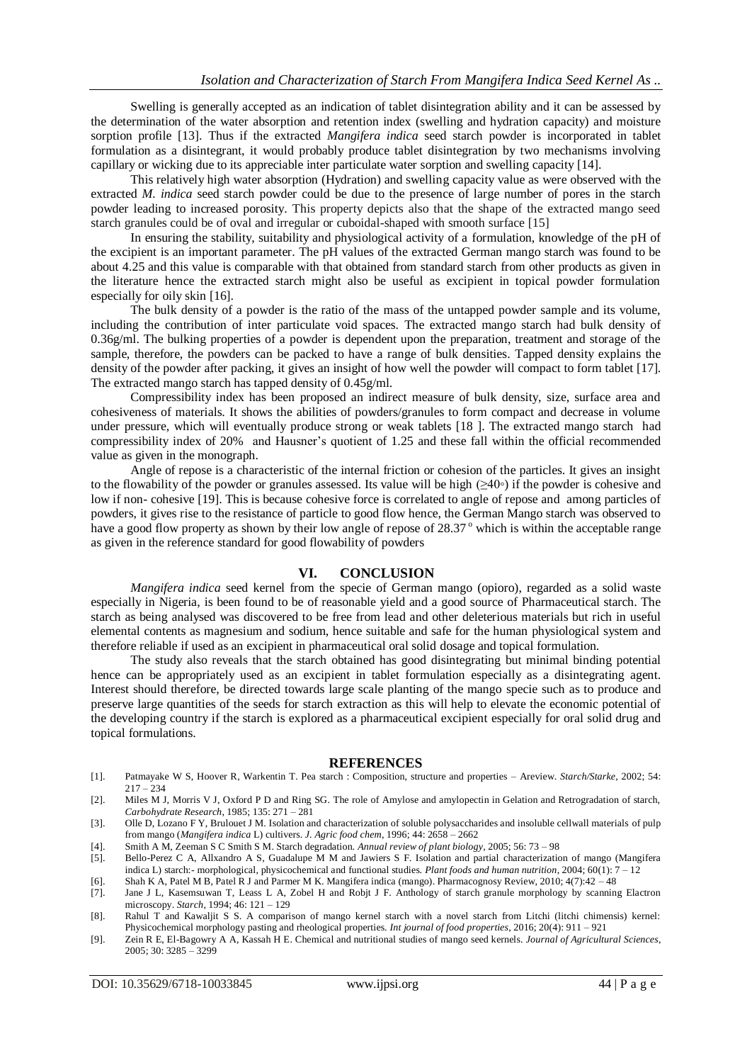Swelling is generally accepted as an indication of tablet disintegration ability and it can be assessed by the determination of the water absorption and retention index (swelling and hydration capacity) and moisture sorption profile [13]. Thus if the extracted *Mangifera indica* seed starch powder is incorporated in tablet formulation as a disintegrant, it would probably produce tablet disintegration by two mechanisms involving capillary or wicking due to its appreciable inter particulate water sorption and swelling capacity [14].

This relatively high water absorption (Hydration) and swelling capacity value as were observed with the extracted *M. indica* seed starch powder could be due to the presence of large number of pores in the starch powder leading to increased porosity. This property depicts also that the shape of the extracted mango seed starch granules could be of oval and irregular or cuboidal-shaped with smooth surface [15]

In ensuring the stability, suitability and physiological activity of a formulation, knowledge of the pH of the excipient is an important parameter. The pH values of the extracted German mango starch was found to be about 4.25 and this value is comparable with that obtained from standard starch from other products as given in the literature hence the extracted starch might also be useful as excipient in topical powder formulation especially for oily skin [16].

The bulk density of a powder is the ratio of the mass of the untapped powder sample and its volume, including the contribution of inter particulate void spaces. The extracted mango starch had bulk density of 0.36g/ml. The bulking properties of a powder is dependent upon the preparation, treatment and storage of the sample, therefore, the powders can be packed to have a range of bulk densities. Tapped density explains the density of the powder after packing, it gives an insight of how well the powder will compact to form tablet [17]. The extracted mango starch has tapped density of 0.45g/ml.

Compressibility index has been proposed an indirect measure of bulk density, size, surface area and cohesiveness of materials. It shows the abilities of powders/granules to form compact and decrease in volume under pressure, which will eventually produce strong or weak tablets [18 ]. The extracted mango starch had compressibility index of 20% and Hausner's quotient of 1.25 and these fall within the official recommended value as given in the monograph.

Angle of repose is a characteristic of the internal friction or cohesion of the particles. It gives an insight to the flowability of the powder or granules assessed. Its value will be high ($\geq 40^{\circ}$) if the powder is cohesive and low if non- cohesive [19]. This is because cohesive force is correlated to angle of repose and among particles of powders, it gives rise to the resistance of particle to good flow hence, the German Mango starch was observed to have a good flow property as shown by their low angle of repose of $28.37^{\circ}$ which is within the acceptable range as given in the reference standard for good flowability of powders

## VI. CONCLUSION

*Mangifera indica* seed kernel from the specie of German mango (opioro), regarded as a solid waste especially in Nigeria, is been found to be of reasonable yield and a good source of Pharmaceutical starch. The starch as being analysed was discovered to be free from lead and other deleterious materials but rich in useful elemental contents as magnesium and sodium, hence suitable and safe for the human physiological system and therefore reliable if used as an excipient in pharmaceutical oral solid dosage and topical formulation.

The study also reveals that the starch obtained has good disintegrating but minimal binding potential hence can be appropriately used as an excipient in tablet formulation especially as a disintegrating agent. Interest should therefore, be directed towards large scale planting of the mango specie such as to produce and preserve large quantities of the seeds for starch extraction as this will help to elevate the economic potential of the developing country if the starch is explored as a pharmaceutical excipient especially for oral solid drug and topical formulations.

## REFERENCES

[1]. Patmayake W S, Hoover R, Warkentin T. Pea starch : Composition, structure and properties – Areview. *Starch/Starke*, 2002; 54: 217 – 234

[2]. Miles M J, Morris V J, Oxford P D and Ring SG. The role of Amylose and amylopectin in Gelation and Retrogradation of starch, *Carbohydrate Research*, 1985; 135: 271 – 281

[3]. Olle D, Lozano F Y, Brulouet J M. Isolation and characterization of soluble polysaccharides and insoluble cellwall materials of pulp from mango (*Mangifera indica* L) cultivers. *J. Agric food chem*, 1996; 44: 2658 – 2662

[4]. Smith A M, Zeeman S C Smith S M. Starch degradation. *Annual review of plant biology*, 2005; 56: 73 – 98

[5]. Bello-Perez C A, Allxandro A S, Guadalupe M M and Jawiers S F. Isolation and partial characterization of mango (Mangifera indica L) starch:- morphological, physicochemical and functional studies. *Plant foods and human nutrition*, 2004; 60(1): 7 – 12

[6]. Shah K A, Patel M B, Patel R J and Parmer M K. Mangifera indica (mango). Pharmacognosy Review, 2010; 4(7):42 – 48

[7]. Jane J L, Kasemsuwan T, Leass L A, Zobel H and Robjt J F. Anthology of starch granule morphology by scanning Elactron microscopy. *Starch*, 1994; 46: 121 – 129

[8]. Rahul T and Kawaljit S S. A comparison of mango kernel starch with a novel starch from Litchi (litchi chimensis) kernel: Physicochemical morphology pasting and rheological properties. *Int journal of food properties*, 2016; 20(4): 911 – 921

[9]. Zein R E, El-Bagowry A A, Kassah H E. Chemical and nutritional studies of mango seed kernels. *Journal of Agricultural Sciences*, 2005; 30: 3285 – 3299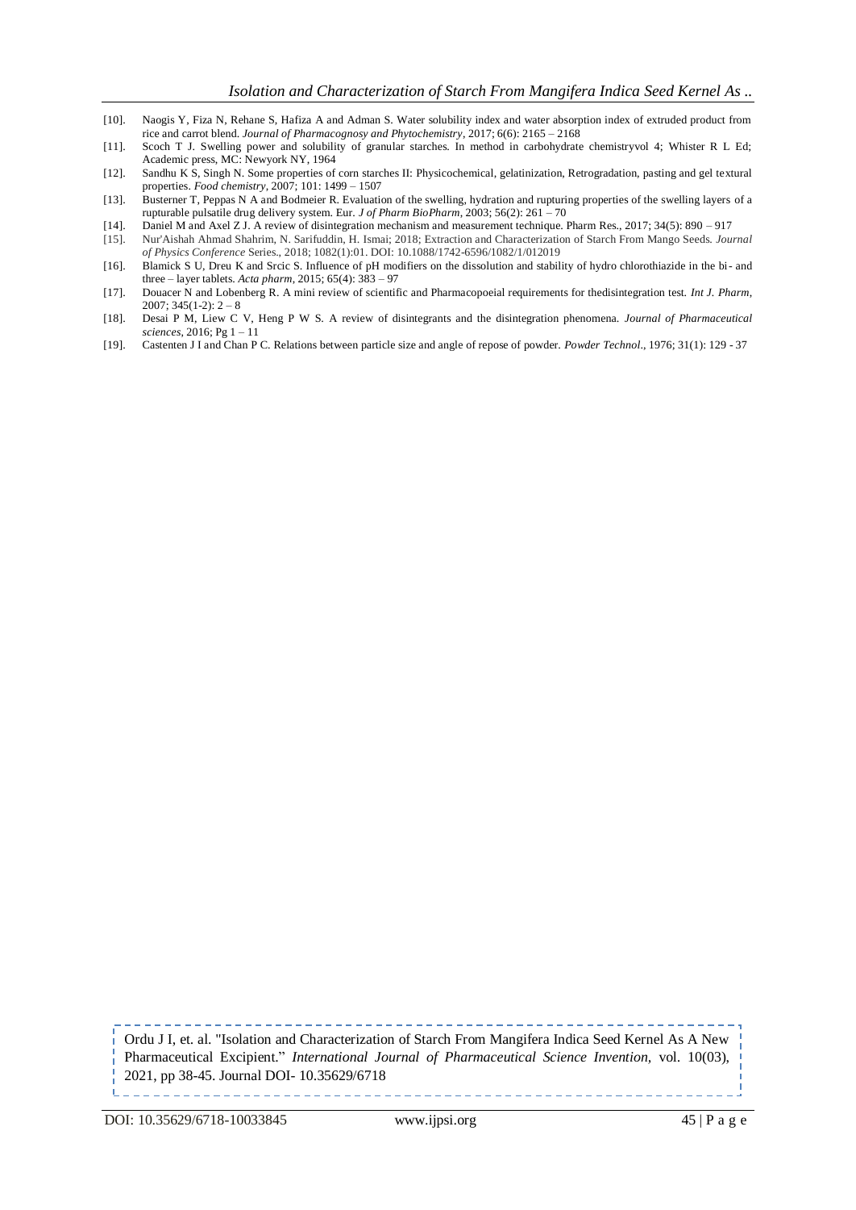[10]. Naogis Y, Fiza N, Rehane S, Hafiza A and Adman S. Water solubility index and water absorption index of extruded product from rice and carrot blend. *Journal of Pharmacognosy and Phytochemistry*, 2017; 6(6): 2165 – 2168

[11]. Scoch T J. Swelling power and solubility of granular starches. In method in carbohydrate chemistryvol 4; Whister R L Ed; Academic press, MC: Newyork NY, 1964

[12]. Sandhu K S, Singh N. Some properties of corn starches II: Physicochemical, gelatinization, Retrogradation, pasting and gel textural properties. *Food chemistry*, 2007; 101: 1499 – 1507

[13]. Busterner T, Peppas N A and Bodmeier R. Evaluation of the swelling, hydration and rupturing properties of the swelling layers of a rupturable pulsatile drug delivery system. Eur. *J of Pharm BioPharm*, 2003; 56(2): 261 – 70

[14]. Daniel M and Axel Z J. A review of disintegration mechanism and measurement technique. Pharm Res., 2017; 34(5): 890 – 917

[15]. Nur'Aishah Ahmad Shahrim, N. Sarifuddin, H. Ismai; 2018; Extraction and Characterization of Starch From Mango Seeds. *Journal of Physics Conference* Series., 2018; 1082(1):01. DOI: 10.1088/1742-6596/1082/1/012019

[16]. Blamick S U, Dreu K and Srcic S. Influence of pH modifiers on the dissolution and stability of hydro chlorothiazide in the bi- and three – layer tablets. *Acta pharm*, 2015; 65(4): 383 – 97

[17]. Douacer N and Lobenberg R. A mini review of scientific and Pharmacopoeial requirements for thedisintegration test. *Int J. Pharm*, 2007; 345(1-2): 2 – 8

[18]. Desai P M, Liew C V, Heng P W S. A review of disintegrants and the disintegration phenomena. *Journal of Pharmaceutical sciences*, 2016; Pg 1 – 11

[19]. Castenten J I and Chan P C. Relations between particle size and angle of repose of powder. *Powder Technol*., 1976; 31(1): 129 - 37

Ordu J I, et. al. "Isolation and Characterization of Starch From Mangifera Indica Seed Kernel As A New Pharmaceutical Excipient." *International Journal of Pharmaceutical Science Invention*, vol. 10(03), 2021, pp 38-45. Journal DOI- 10.35629/6718